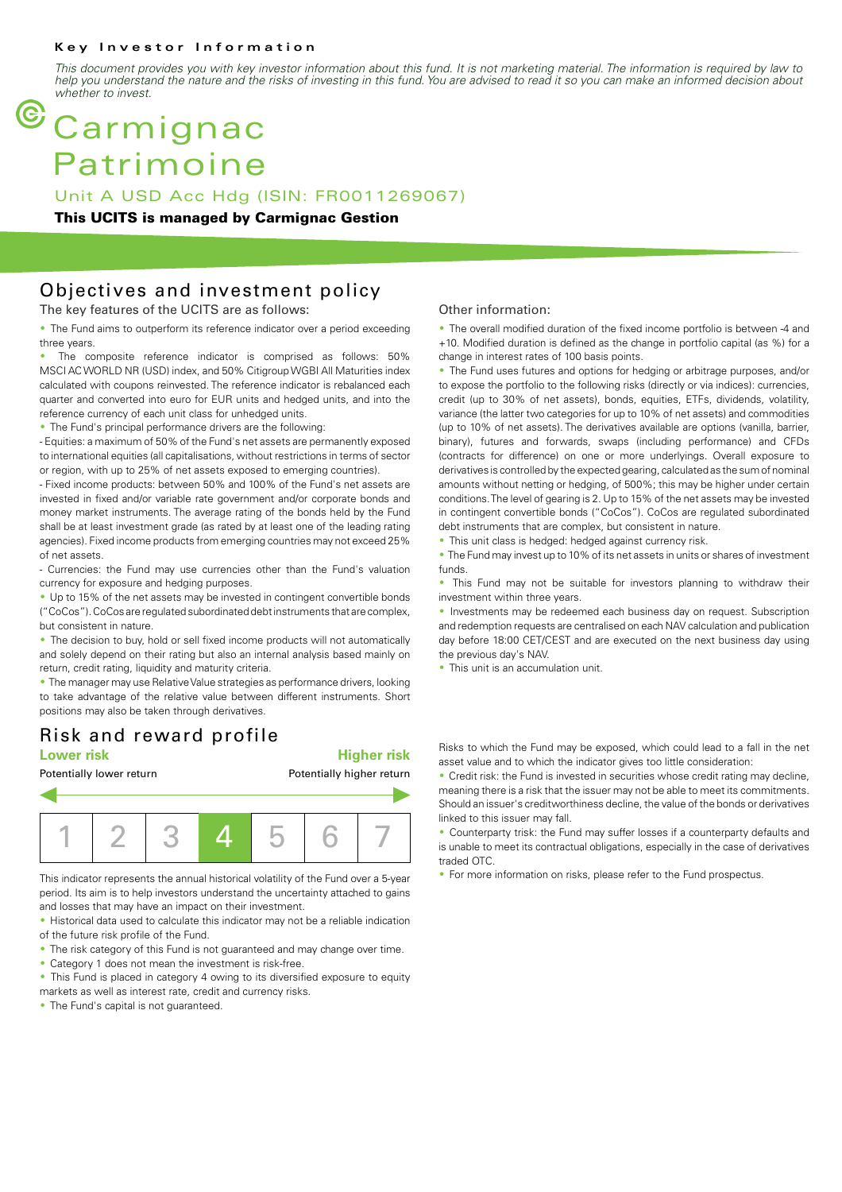**Key Investor Information**

*This document provides you with key investor information about this fund. It is not marketing material. The information is required by law to help you understand the nature and the risks of investing in this fund. You are advised to read it so you can make an informed decision about whether to invest.*

# Carmignac Patrimoine

Unit A USD Acc Hdg (ISIN: FR0011269067)

**This UCITS is managed by Carmignac Gestion**

## Objectives and investment policy

The key features of the UCITS are as follows:

- The Fund aims to outperform its reference indicator over a period exceeding three years.
- The composite reference indicator is comprised as follows: 50% MSCI AC WORLD NR (USD) index, and 50% Citigroup WGBI All Maturities index calculated with coupons reinvested. The reference indicator is rebalanced each quarter and converted into euro for EUR units and hedged units, and into the reference currency of each unit class for unhedged units.
- The Fund's principal performance drivers are the following:

- Equities: a maximum of 50% of the Fund's net assets are permanently exposed to international equities (all capitalisations, without restrictions in terms of sector or region, with up to 25% of net assets exposed to emerging countries).

- Fixed income products: between 50% and 100% of the Fund's net assets are invested in fixed and/or variable rate government and/or corporate bonds and money market instruments. The average rating of the bonds held by the Fund shall be at least investment grade (as rated by at least one of the leading rating agencies). Fixed income products from emerging countries may not exceed 25% of net assets.

- Currencies: the Fund may use currencies other than the Fund's valuation currency for exposure and hedging purposes.

- Up to 15% of the net assets may be invested in contingent convertible bonds ("CoCos"). CoCos are regulated subordinated debt instruments that are complex, but consistent in nature.
- The decision to buy, hold or sell fixed income products will not automatically and solely depend on their rating but also an internal analysis based mainly on return, credit rating, liquidity and maturity criteria.
- The manager may use Relative Value strategies as performance drivers, looking to take advantage of the relative value between different instruments. Short positions may also be taken through derivatives.

Other information:

- The overall modified duration of the fixed income portfolio is between -4 and +10. Modified duration is defined as the change in portfolio capital (as %) for a change in interest rates of 100 basis points.
- The Fund uses futures and options for hedging or arbitrage purposes, and/or to expose the portfolio to the following risks (directly or via indices): currencies, credit (up to 30% of net assets), bonds, equities, ETFs, dividends, volatility, variance (the latter two categories for up to 10% of net assets) and commodities (up to 10% of net assets). The derivatives available are options (vanilla, barrier, binary), futures and forwards, swaps (including performance) and CFDs (contracts for difference) on one or more underlyings. Overall exposure to derivatives is controlled by the expected gearing, calculated as the sum of nominal amounts without netting or hedging, of 500%; this may be higher under certain conditions. The level of gearing is 2. Up to 15% of the net assets may be invested in contingent convertible bonds ("CoCos"). CoCos are regulated subordinated debt instruments that are complex, but consistent in nature.
- This unit class is hedged: hedged against currency risk.
- The Fund may invest up to 10% of its net assets in units or shares of investment funds.
- This Fund may not be suitable for investors planning to withdraw their investment within three years.
- Investments may be redeemed each business day on request. Subscription and redemption requests are centralised on each NAV calculation and publication day before 18:00 CET/CEST and are executed on the next business day using the previous day's NAV.
- This unit is an accumulation unit.

## Risk and reward profile

| **Lower risk** | | | | | | **Higher risk** |
|---|---|---|---|---|---|---|
| Potentially lower return | | | | | | Potentially higher return |
| 1 | 2 | 3 | **4** | 5 | 6 | 7 |

This indicator represents the annual historical volatility of the Fund over a 5-year period. Its aim is to help investors understand the uncertainty attached to gains and losses that may have an impact on their investment.

- Historical data used to calculate this indicator may not be a reliable indication of the future risk profile of the Fund.
- The risk category of this Fund is not guaranteed and may change over time.
- Category 1 does not mean the investment is risk-free.
- This Fund is placed in category 4 owing to its diversified exposure to equity markets as well as interest rate, credit and currency risks.
- The Fund's capital is not guaranteed.

Risks to which the Fund may be exposed, which could lead to a fall in the net asset value and to which the indicator gives too little consideration:

- Credit risk: the Fund is invested in securities whose credit rating may decline, meaning there is a risk that the issuer may not be able to meet its commitments. Should an issuer's creditworthiness decline, the value of the bonds or derivatives linked to this issuer may fall.
- Counterparty trisk: the Fund may suffer losses if a counterparty defaults and is unable to meet its contractual obligations, especially in the case of derivatives traded OTC.
- For more information on risks, please refer to the Fund prospectus.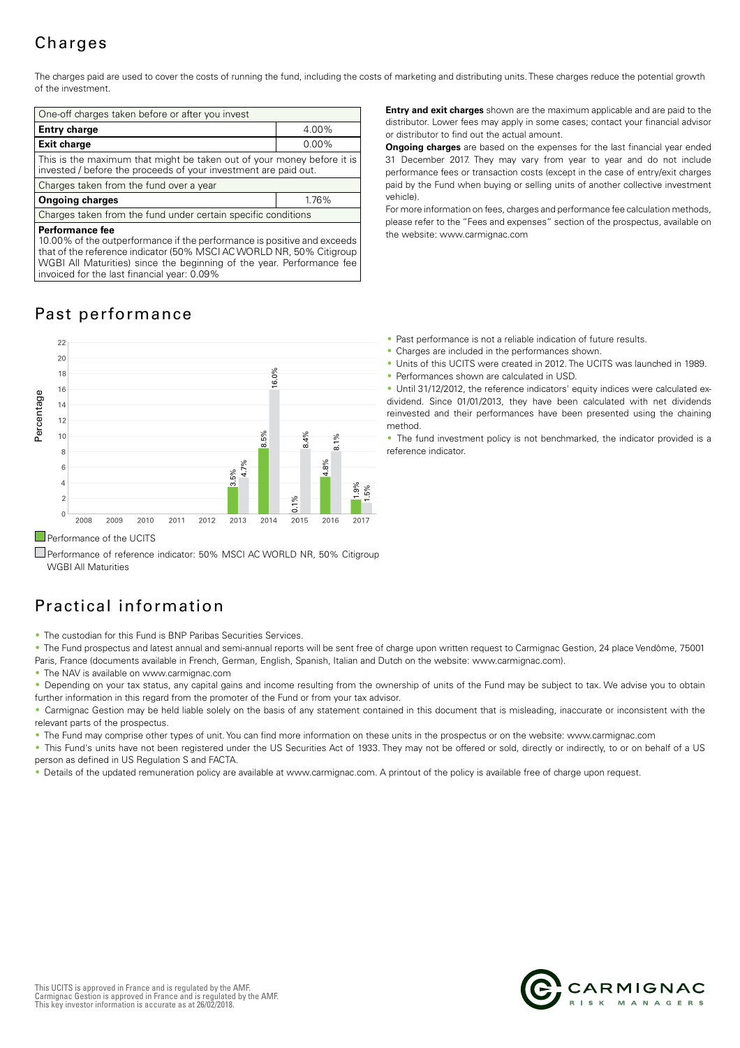## Charges

The charges paid are used to cover the costs of running the fund, including the costs of marketing and distributing units. These charges reduce the potential growth of the investment.

| One-off charges taken before or after you invest | |
|---|---|
| **Entry charge** | 4.00% |
| **Exit charge** | 0.00% |
| This is the maximum that might be taken out of your money before it is invested / before the proceeds of your investment are paid out. | |
| Charges taken from the fund over a year | |
| **Ongoing charges** | 1.76% |
| Charges taken from the fund under certain specific conditions | |
| **Performance fee**<br>10.00% of the outperformance if the performance is positive and exceeds that of the reference indicator (50% MSCI AC WORLD NR, 50% Citigroup WGBI All Maturities) since the beginning of the year. Performance fee invoiced for the last financial year: 0.09% | |

**Entry and exit charges** shown are the maximum applicable and are paid to the distributor. Lower fees may apply in some cases; contact your financial advisor or distributor to find out the actual amount.

**Ongoing charges** are based on the expenses for the last financial year ended 31 December 2017. They may vary from year to year and do not include performance fees or transaction costs (except in the case of entry/exit charges paid by the Fund when buying or selling units of another collective investment vehicle).

For more information on fees, charges and performance fee calculation methods, please refer to the "Fees and expenses" section of the prospectus, available on the website: www.carmignac.com

## Past performance

Percentage

22
20
18
16
14
12
10
8
6
4
2
0

2008 2009 2010 2011 2012 2013 2014 2015 2016 2017

3.5% 4.7% 8.5% 16.0% 0.1% 8.4% 4.8% 8.1% 1.9% 1.5%

Performance of the UCITS

Performance of reference indicator: 50% MSCI AC WORLD NR, 50% Citigroup WGBI All Maturities

- Past performance is not a reliable indication of future results.
- Charges are included in the performances shown.
- Units of this UCITS were created in 2012. The UCITS was launched in 1989.
- Performances shown are calculated in USD.
- Until 31/12/2012, the reference indicators' equity indices were calculated ex-dividend. Since 01/01/2013, they have been calculated with net dividends reinvested and their performances have been presented using the chaining method.
- The fund investment policy is not benchmarked, the indicator provided is a reference indicator.

## Practical information

- The custodian for this Fund is BNP Paribas Securities Services.
- The Fund prospectus and latest annual and semi-annual reports will be sent free of charge upon written request to Carmignac Gestion, 24 place Vendôme, 75001 Paris, France (documents available in French, German, English, Spanish, Italian and Dutch on the website: www.carmignac.com).
- The NAV is available on www.carmignac.com
- Depending on your tax status, any capital gains and income resulting from the ownership of units of the Fund may be subject to tax. We advise you to obtain further information in this regard from the promoter of the Fund or from your tax advisor.
- Carmignac Gestion may be held liable solely on the basis of any statement contained in this document that is misleading, inaccurate or inconsistent with the relevant parts of the prospectus.
- The Fund may comprise other types of unit. You can find more information on these units in the prospectus or on the website: www.carmignac.com
- This Fund's units have not been registered under the US Securities Act of 1933. They may not be offered or sold, directly or indirectly, to or on behalf of a US person as defined in US Regulation S and FACTA.
- Details of the updated remuneration policy are available at www.carmignac.com. A printout of the policy is available free of charge upon request.

This UCITS is approved in France and is regulated by the AMF.
Carmignac Gestion is approved in France and is regulated by the AMF.
This key investor information is accurate as at 26/02/2018.